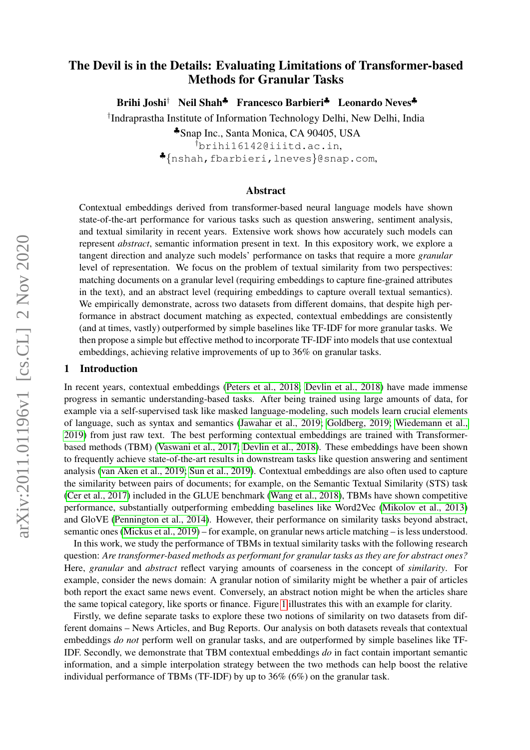# The Devil is in the Details: Evaluating Limitations of Transformer-based Methods for Granular Tasks

**Brihi Joshi**[†] **Neil Shah**[♣] **Francesco Barbieri**[♣] **Leonardo Neves**[♣]

[†]Indraprastha Institute of Information Technology Delhi, New Delhi, India

[♣]Snap Inc., Santa Monica, CA 90405, USA

[†]brihi16142@iiitd.ac.in,

[♣]{nshah,fbarbieri,lneves}@snap.com,

## Abstract

Contextual embeddings derived from transformer-based neural language models have shown state-of-the-art performance for various tasks such as question answering, sentiment analysis, and textual similarity in recent years. Extensive work shows how accurately such models can represent *abstract*, semantic information present in text. In this expository work, we explore a tangent direction and analyze such models' performance on tasks that require a more *granular* level of representation. We focus on the problem of textual similarity from two perspectives: matching documents on a granular level (requiring embeddings to capture fine-grained attributes in the text), and an abstract level (requiring embeddings to capture overall textual semantics). We empirically demonstrate, across two datasets from different domains, that despite high performance in abstract document matching as expected, contextual embeddings are consistently (and at times, vastly) outperformed by simple baselines like TF-IDF for more granular tasks. We then propose a simple but effective method to incorporate TF-IDF into models that use contextual embeddings, achieving relative improvements of up to 36% on granular tasks.

## 1 Introduction

In recent years, contextual embeddings (Peters et al., 2018; Devlin et al., 2018) have made immense progress in semantic understanding-based tasks. After being trained using large amounts of data, for example via a self-supervised task like masked language-modeling, such models learn crucial elements of language, such as syntax and semantics (Jawahar et al., 2019; Goldberg, 2019; Wiedemann et al., 2019) from just raw text. The best performing contextual embeddings are trained with Transformer-based methods (TBM) (Vaswani et al., 2017; Devlin et al., 2018). These embeddings have been shown to frequently achieve state-of-the-art results in downstream tasks like question answering and sentiment analysis (van Aken et al., 2019; Sun et al., 2019). Contextual embeddings are also often used to capture the similarity between pairs of documents; for example, on the Semantic Textual Similarity (STS) task (Cer et al., 2017) included in the GLUE benchmark (Wang et al., 2018), TBMs have shown competitive performance, substantially outperforming embedding baselines like Word2Vec (Mikolov et al., 2013) and GloVE (Pennington et al., 2014). However, their performance on similarity tasks beyond abstract, semantic ones (Mickus et al., 2019) – for example, on granular news article matching – is less understood.

In this work, we study the performance of TBMs in textual similarity tasks with the following research question: *Are transformer-based methods as performant for granular tasks as they are for abstract ones?* Here, *granular* and *abstract* reflect varying amounts of coarseness in the concept of *similarity*. For example, consider the news domain: A granular notion of similarity might be whether a pair of articles both report the exact same news event. Conversely, an abstract notion might be when the articles share the same topical category, like sports or finance. Figure 1 illustrates this with an example for clarity.

Firstly, we define separate tasks to explore these two notions of similarity on two datasets from different domains – News Articles, and Bug Reports. Our analysis on both datasets reveals that contextual embeddings *do not* perform well on granular tasks, and are outperformed by simple baselines like TF-IDF. Secondly, we demonstrate that TBM contextual embeddings *do* in fact contain important semantic information, and a simple interpolation strategy between the two methods can help boost the relative individual performance of TBMs (TF-IDF) by up to 36% (6%) on the granular task.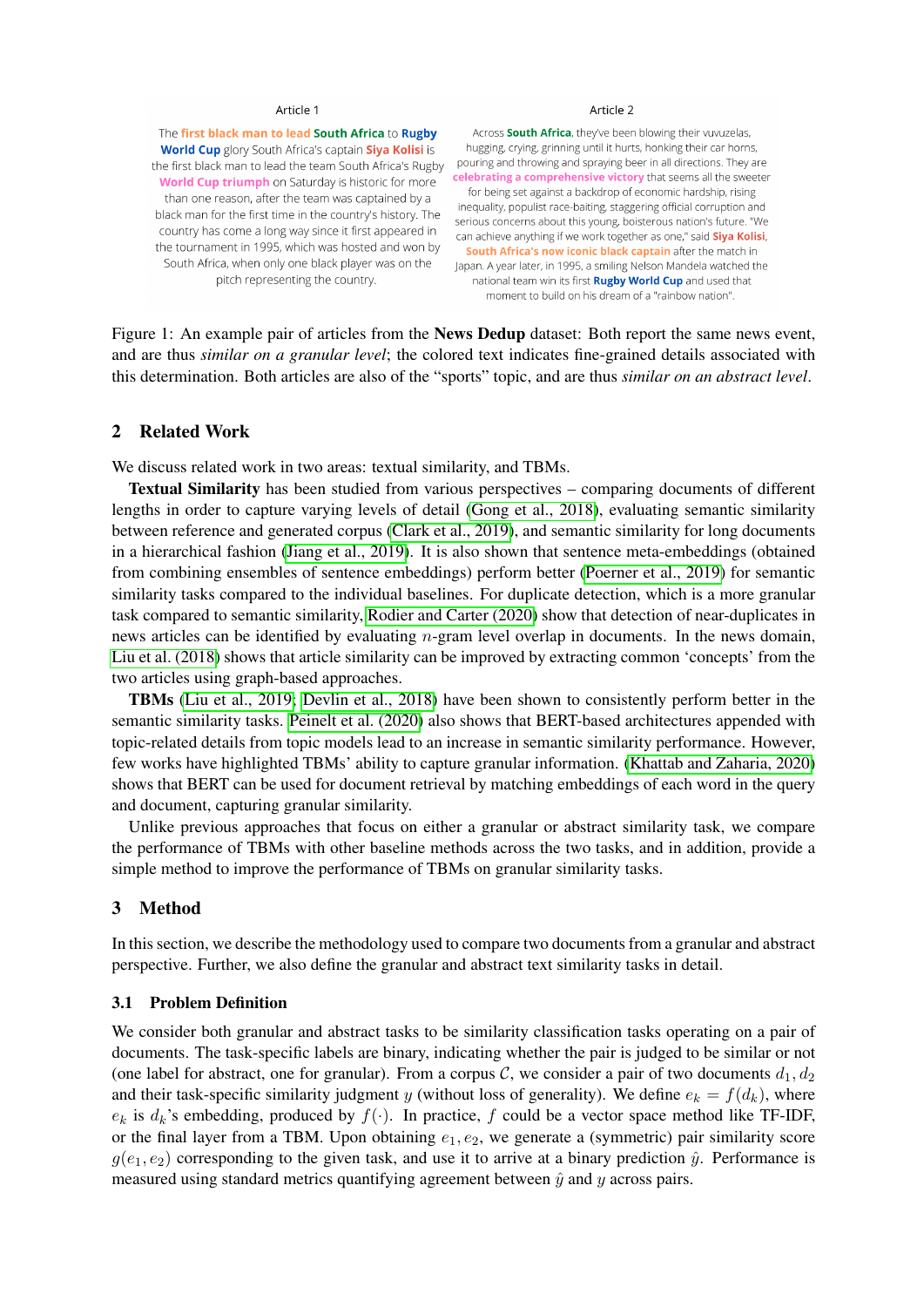Article 1

The first black man to lead South Africa to Rugby World Cup glory South Africa's captain Siya Kolisi is the first black man to lead the team South Africa's Rugby World Cup triumph on Saturday is historic for more than one reason, after the team was captained by a black man for the first time in the country's history. The country has come a long way since it first appeared in the tournament in 1995, which was hosted and won by South Africa, when only one black player was on the pitch representing the country.

Article 2

Across South Africa, they've been blowing their vuvuzelas, hugging, crying, grinning until it hurts, honking their car horns, pouring and throwing and spraying beer in all directions. They are celebrating a comprehensive victory that seems all the sweeter for being set against a backdrop of economic hardship, rising inequality, populist race-baiting, staggering official corruption and serious concerns about this young, boisterous nation's future. "We can achieve anything if we work together as one," said Siya Kolisi, South Africa's now iconic black captain after the match in Japan. A year later, in 1995, a smiling Nelson Mandela watched the national team win its first Rugby World Cup and used that moment to build on his dream of a "rainbow nation".

Figure 1: An example pair of articles from the **News Dedup** dataset: Both report the same news event, and are thus *similar on a granular level*; the colored text indicates fine-grained details associated with this determination. Both articles are also of the "sports" topic, and are thus *similar on an abstract level*.

## 2 Related Work

We discuss related work in two areas: textual similarity, and TBMs.

**Textual Similarity** has been studied from various perspectives – comparing documents of different lengths in order to capture varying levels of detail (Gong et al., 2018), evaluating semantic similarity between reference and generated corpus (Clark et al., 2019), and semantic similarity for long documents in a hierarchical fashion (Jiang et al., 2019). It is also shown that sentence meta-embeddings (obtained from combining ensembles of sentence embeddings) perform better (Poerner et al., 2019) for semantic similarity tasks compared to the individual baselines. For duplicate detection, which is a more granular task compared to semantic similarity, Rodier and Carter (2020) show that detection of near-duplicates in news articles can be identified by evaluating $n$-gram level overlap in documents. In the news domain, Liu et al. (2018) shows that article similarity can be improved by extracting common 'concepts' from the two articles using graph-based approaches.

**TBMs** (Liu et al., 2019; Devlin et al., 2018) have been shown to consistently perform better in the semantic similarity tasks. Peinelt et al. (2020) also shows that BERT-based architectures appended with topic-related details from topic models lead to an increase in semantic similarity performance. However, few works have highlighted TBMs' ability to capture granular information. (Khattab and Zaharia, 2020) shows that BERT can be used for document retrieval by matching embeddings of each word in the query and document, capturing granular similarity.

Unlike previous approaches that focus on either a granular or abstract similarity task, we compare the performance of TBMs with other baseline methods across the two tasks, and in addition, provide a simple method to improve the performance of TBMs on granular similarity tasks.

## 3 Method

In this section, we describe the methodology used to compare two documents from a granular and abstract perspective. Further, we also define the granular and abstract text similarity tasks in detail.

### 3.1 Problem Definition

We consider both granular and abstract tasks to be similarity classification tasks operating on a pair of documents. The task-specific labels are binary, indicating whether the pair is judged to be similar or not (one label for abstract, one for granular). From a corpus $\mathcal{C}$, we consider a pair of two documents $d_1, d_2$ and their task-specific similarity judgment $y$ (without loss of generality). We define $e_k = f(d_k)$, where $e_k$ is $d_k$'s embedding, produced by $f(\cdot)$. In practice, $f$ could be a vector space method like TF-IDF, or the final layer from a TBM. Upon obtaining $e_1, e_2$, we generate a (symmetric) pair similarity score $g(e_1, e_2)$ corresponding to the given task, and use it to arrive at a binary prediction $\hat{y}$. Performance is measured using standard metrics quantifying agreement between $\hat{y}$ and $y$ across pairs.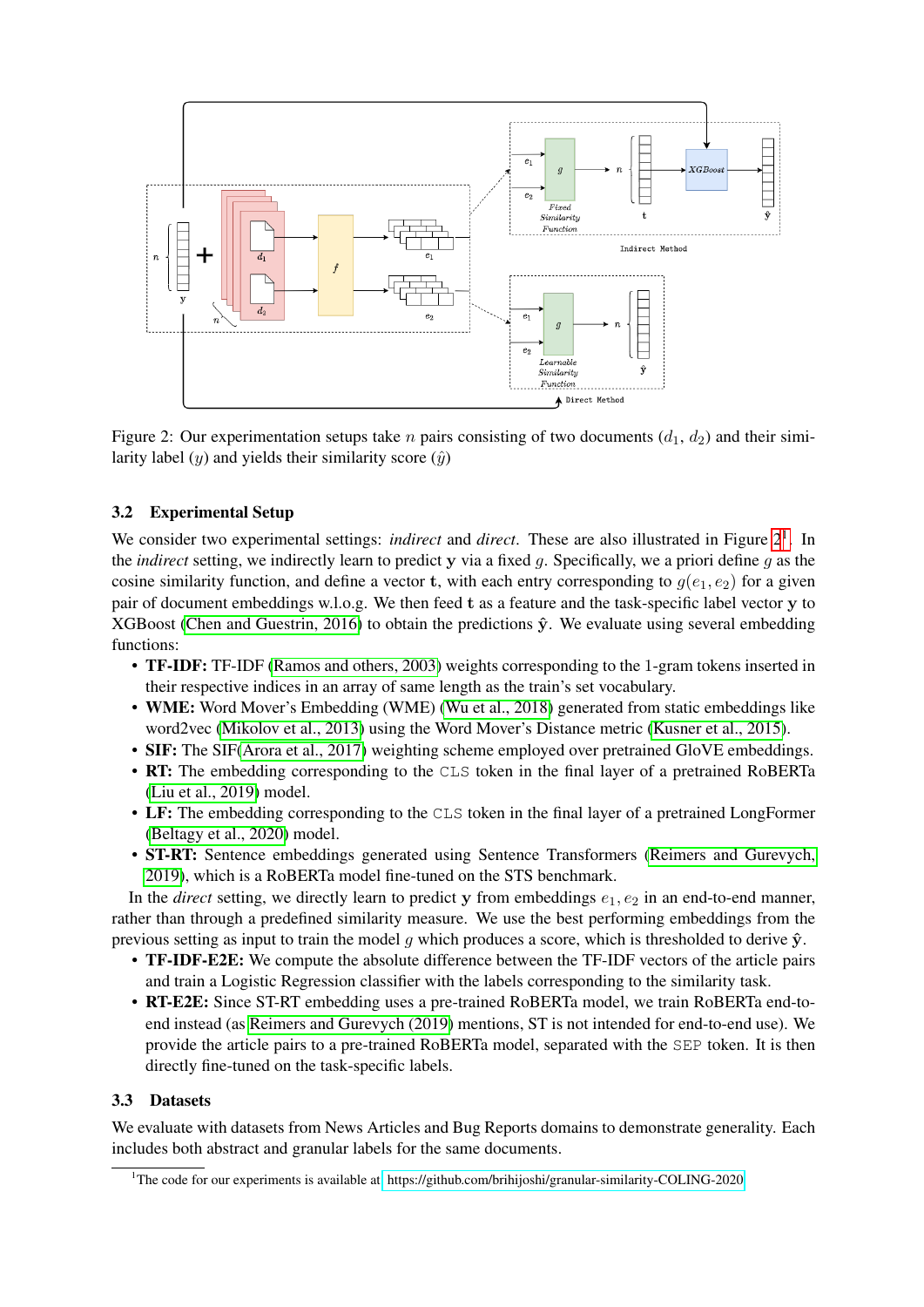Figure 2: Our experimentation setups take $n$ pairs consisting of two documents ($d_1$, $d_2$) and their similarity label ($y$) and yields their similarity score ($\hat{y}$)

### 3.2 Experimental Setup

We consider two experimental settings: *indirect* and *direct*. These are also illustrated in Figure 2[1]. In the *indirect* setting, we indirectly learn to predict $\mathbf{y}$ via a fixed $g$. Specifically, we a priori define $g$ as the cosine similarity function, and define a vector $\mathbf{t}$, with each entry corresponding to $g(e_1, e_2)$ for a given pair of document embeddings w.l.o.g. We then feed $\mathbf{t}$ as a feature and the task-specific label vector $\mathbf{y}$ to XGBoost (Chen and Guestrin, 2016) to obtain the predictions $\hat{\mathbf{y}}$. We evaluate using several embedding functions:

- **TF-IDF:** TF-IDF (Ramos and others, 2003) weights corresponding to the 1-gram tokens inserted in their respective indices in an array of same length as the train's set vocabulary.
- **WME:** Word Mover's Embedding (WME) (Wu et al., 2018) generated from static embeddings like word2vec (Mikolov et al., 2013) using the Word Mover's Distance metric (Kusner et al., 2015).
- **SIF:** The SIF(Arora et al., 2017) weighting scheme employed over pretrained GloVE embeddings.
- **RT:** The embedding corresponding to the `CLS` token in the final layer of a pretrained RoBERTa (Liu et al., 2019) model.
- **LF:** The embedding corresponding to the `CLS` token in the final layer of a pretrained LongFormer (Beltagy et al., 2020) model.
- **ST-RT:** Sentence embeddings generated using Sentence Transformers (Reimers and Gurevych, 2019), which is a RoBERTa model fine-tuned on the STS benchmark.

In the *direct* setting, we directly learn to predict $\mathbf{y}$ from embeddings $e_1, e_2$ in an end-to-end manner, rather than through a predefined similarity measure. We use the best performing embeddings from the previous setting as input to train the model $g$ which produces a score, which is thresholded to derive $\hat{\mathbf{y}}$.

- **TF-IDF-E2E:** We compute the absolute difference between the TF-IDF vectors of the article pairs and train a Logistic Regression classifier with the labels corresponding to the similarity task.
- **RT-E2E:** Since ST-RT embedding uses a pre-trained RoBERTa model, we train RoBERTa end-to-end instead (as Reimers and Gurevych (2019) mentions, ST is not intended for end-to-end use). We provide the article pairs to a pre-trained RoBERTa model, separated with the `SEP` token. It is then directly fine-tuned on the task-specific labels.

### 3.3 Datasets

We evaluate with datasets from News Articles and Bug Reports domains to demonstrate generality. Each includes both abstract and granular labels for the same documents.

[1] The code for our experiments is available at https://github.com/brihijoshi/granular-similarity-COLING-2020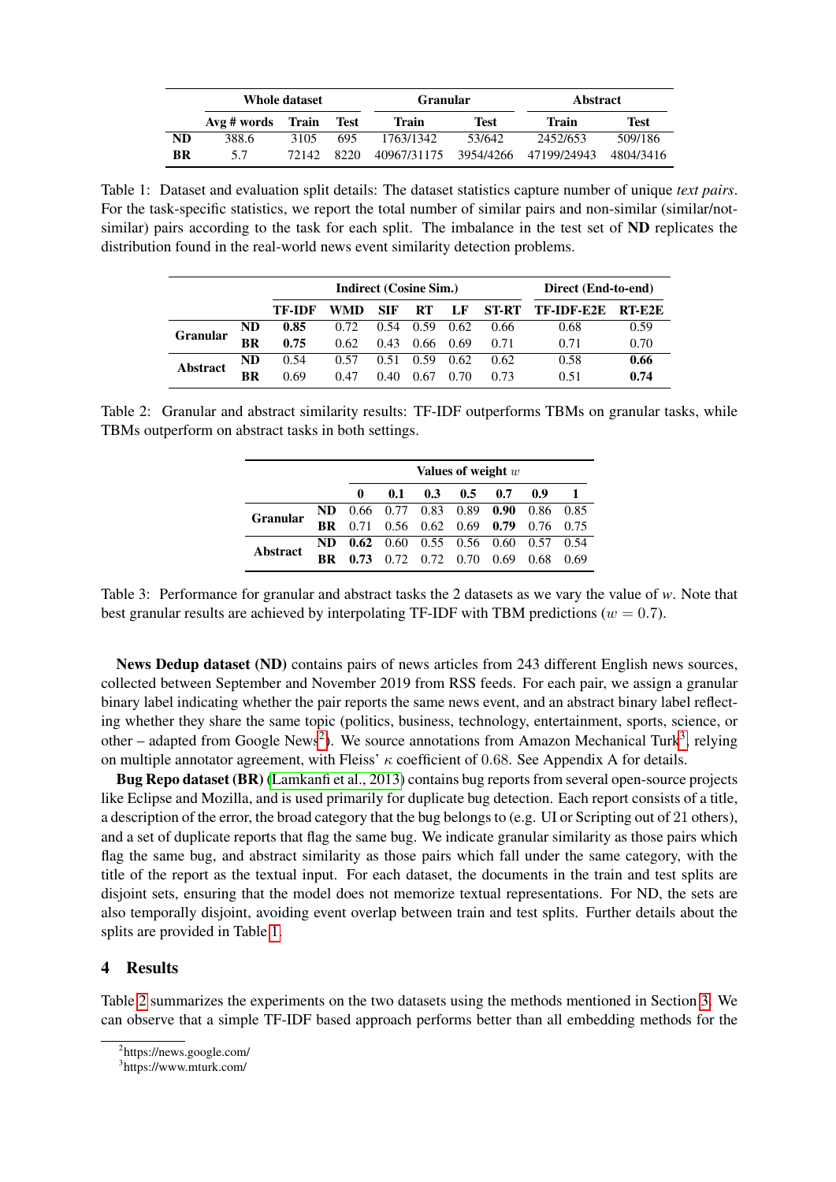| | Whole dataset | | | Granular | | Abstract | |
|---|---|---|---|---|---|---|---|
| | Avg # words | Train | Test | Train | Test | Train | Test |
| **ND** | 388.6 | 3105 | 695 | 1763/1342 | 53/642 | 2452/653 | 509/186 |
| **BR** | 5.7 | 72142 | 8220 | 40967/31175 | 3954/4266 | 47199/24943 | 4804/3416 |

Table 1: Dataset and evaluation split details: The dataset statistics capture number of unique *text pairs*. For the task-specific statistics, we report the total number of similar pairs and non-similar (similar/not-similar) pairs according to the task for each split. The imbalance in the test set of **ND** replicates the distribution found in the real-world news event similarity detection problems.

| | | Indirect (Cosine Sim.) | | | | | | Direct (End-to-end) | |
|---|---|---|---|---|---|---|---|---|---|
| | | TF-IDF | WMD | SIF | RT | LF | ST-RT | TF-IDF-E2E | RT-E2E |
| **Granular** | **ND** | **0.85** | 0.72 | 0.54 | 0.59 | 0.62 | 0.66 | 0.68 | 0.59 |
| | **BR** | **0.75** | 0.62 | 0.43 | 0.66 | 0.69 | 0.71 | 0.71 | 0.70 |
| **Abstract** | **ND** | 0.54 | 0.57 | 0.51 | 0.59 | 0.62 | 0.62 | 0.58 | **0.66** |
| | **BR** | 0.69 | 0.47 | 0.40 | 0.67 | 0.70 | 0.73 | 0.51 | **0.74** |

Table 2: Granular and abstract similarity results: TF-IDF outperforms TBMs on granular tasks, while TBMs outperform on abstract tasks in both settings.

| | | Values of weight $w$ | | | | | | |
|---|---|---|---|---|---|---|---|---|
| | | 0 | 0.1 | 0.3 | 0.5 | 0.7 | 0.9 | 1 |
| **Granular** | **ND** | 0.66 | 0.77 | 0.83 | 0.89 | **0.90** | 0.86 | 0.85 |
| | **BR** | 0.71 | 0.56 | 0.62 | 0.69 | **0.79** | 0.76 | 0.75 |
| **Abstract** | **ND** | **0.62** | 0.60 | 0.55 | 0.56 | 0.60 | 0.57 | 0.54 |
| | **BR** | **0.73** | 0.72 | 0.72 | 0.70 | 0.69 | 0.68 | 0.69 |

Table 3: Performance for granular and abstract tasks the 2 datasets as we vary the value of *w*. Note that best granular results are achieved by interpolating TF-IDF with TBM predictions ($w = 0.7$).

**News Dedup dataset (ND)** contains pairs of news articles from 243 different English news sources, collected between September and November 2019 from RSS feeds. For each pair, we assign a granular binary label indicating whether the pair reports the same news event, and an abstract binary label reflecting whether they share the same topic (politics, business, technology, entertainment, sports, science, or other – adapted from Google News[2]). We source annotations from Amazon Mechanical Turk[3], relying on multiple annotator agreement, with Fleiss' $\kappa$ coefficient of 0.68. See Appendix A for details.

**Bug Repo dataset (BR)** (Lamkanfi et al., 2013) contains bug reports from several open-source projects like Eclipse and Mozilla, and is used primarily for duplicate bug detection. Each report consists of a title, a description of the error, the broad category that the bug belongs to (e.g. UI or Scripting out of 21 others), and a set of duplicate reports that flag the same bug. We indicate granular similarity as those pairs which flag the same bug, and abstract similarity as those pairs which fall under the same category, with the title of the report as the textual input. For each dataset, the documents in the train and test splits are disjoint sets, ensuring that the model does not memorize textual representations. For ND, the sets are also temporally disjoint, avoiding event overlap between train and test splits. Further details about the splits are provided in Table 1.

## 4 Results

Table 2 summarizes the experiments on the two datasets using the methods mentioned in Section 3. We can observe that a simple TF-IDF based approach performs better than all embedding methods for the

[2] https://news.google.com/

[3] https://www.mturk.com/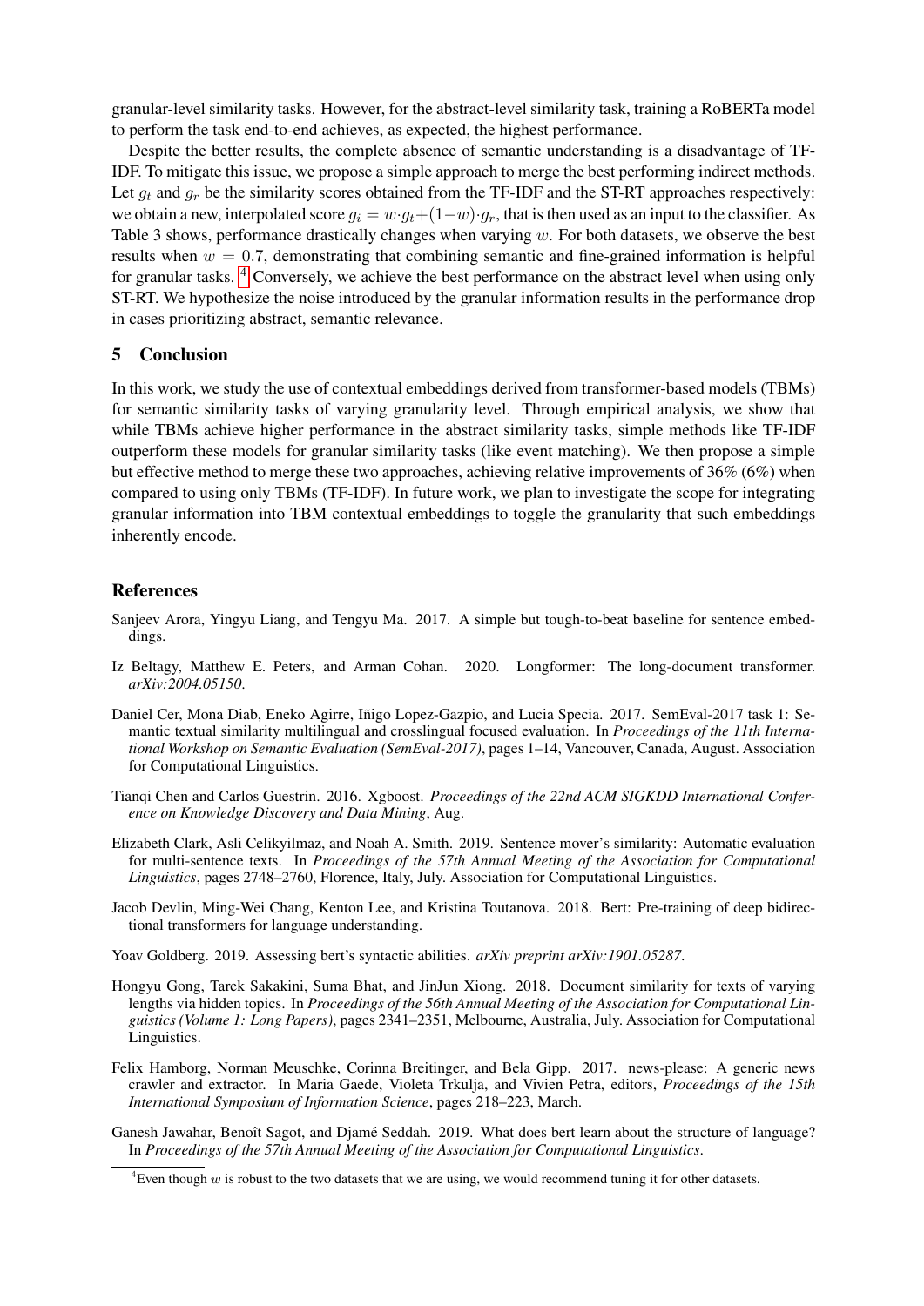granular-level similarity tasks. However, for the abstract-level similarity task, training a RoBERTa model to perform the task end-to-end achieves, as expected, the highest performance.

Despite the better results, the complete absence of semantic understanding is a disadvantage of TF-IDF. To mitigate this issue, we propose a simple approach to merge the best performing indirect methods. Let $g_t$ and $g_r$ be the similarity scores obtained from the TF-IDF and the ST-RT approaches respectively: we obtain a new, interpolated score $g_i = w \cdot g_t + (1-w) \cdot g_r$, that is then used as an input to the classifier. As Table 3 shows, performance drastically changes when varying $w$. For both datasets, we observe the best results when $w = 0.7$, demonstrating that combining semantic and fine-grained information is helpful for granular tasks. [4] Conversely, we achieve the best performance on the abstract level when using only ST-RT. We hypothesize the noise introduced by the granular information results in the performance drop in cases prioritizing abstract, semantic relevance.

## 5 Conclusion

In this work, we study the use of contextual embeddings derived from transformer-based models (TBMs) for semantic similarity tasks of varying granularity level. Through empirical analysis, we show that while TBMs achieve higher performance in the abstract similarity tasks, simple methods like TF-IDF outperform these models for granular similarity tasks (like event matching). We then propose a simple but effective method to merge these two approaches, achieving relative improvements of 36% (6%) when compared to using only TBMs (TF-IDF). In future work, we plan to investigate the scope for integrating granular information into TBM contextual embeddings to toggle the granularity that such embeddings inherently encode.

## References

Sanjeev Arora, Yingyu Liang, and Tengyu Ma. 2017. A simple but tough-to-beat baseline for sentence embeddings.

Iz Beltagy, Matthew E. Peters, and Arman Cohan. 2020. Longformer: The long-document transformer. *arXiv:2004.05150*.

Daniel Cer, Mona Diab, Eneko Agirre, Iñigo Lopez-Gazpio, and Lucia Specia. 2017. SemEval-2017 task 1: Semantic textual similarity multilingual and crosslingual focused evaluation. In *Proceedings of the 11th International Workshop on Semantic Evaluation (SemEval-2017)*, pages 1–14, Vancouver, Canada, August. Association for Computational Linguistics.

Tianqi Chen and Carlos Guestrin. 2016. Xgboost. *Proceedings of the 22nd ACM SIGKDD International Conference on Knowledge Discovery and Data Mining*, Aug.

Elizabeth Clark, Asli Celikyilmaz, and Noah A. Smith. 2019. Sentence mover's similarity: Automatic evaluation for multi-sentence texts. In *Proceedings of the 57th Annual Meeting of the Association for Computational Linguistics*, pages 2748–2760, Florence, Italy, July. Association for Computational Linguistics.

Jacob Devlin, Ming-Wei Chang, Kenton Lee, and Kristina Toutanova. 2018. Bert: Pre-training of deep bidirectional transformers for language understanding.

Yoav Goldberg. 2019. Assessing bert's syntactic abilities. *arXiv preprint arXiv:1901.05287*.

Hongyu Gong, Tarek Sakakini, Suma Bhat, and JinJun Xiong. 2018. Document similarity for texts of varying lengths via hidden topics. In *Proceedings of the 56th Annual Meeting of the Association for Computational Linguistics (Volume 1: Long Papers)*, pages 2341–2351, Melbourne, Australia, July. Association for Computational Linguistics.

Felix Hamborg, Norman Meuschke, Corinna Breitinger, and Bela Gipp. 2017. news-please: A generic news crawler and extractor. In Maria Gaede, Violeta Trkulja, and Vivien Petra, editors, *Proceedings of the 15th International Symposium of Information Science*, pages 218–223, March.

Ganesh Jawahar, Benoît Sagot, and Djamé Seddah. 2019. What does bert learn about the structure of language? In *Proceedings of the 57th Annual Meeting of the Association for Computational Linguistics*.

[4] Even though $w$ is robust to the two datasets that we are using, we would recommend tuning it for other datasets.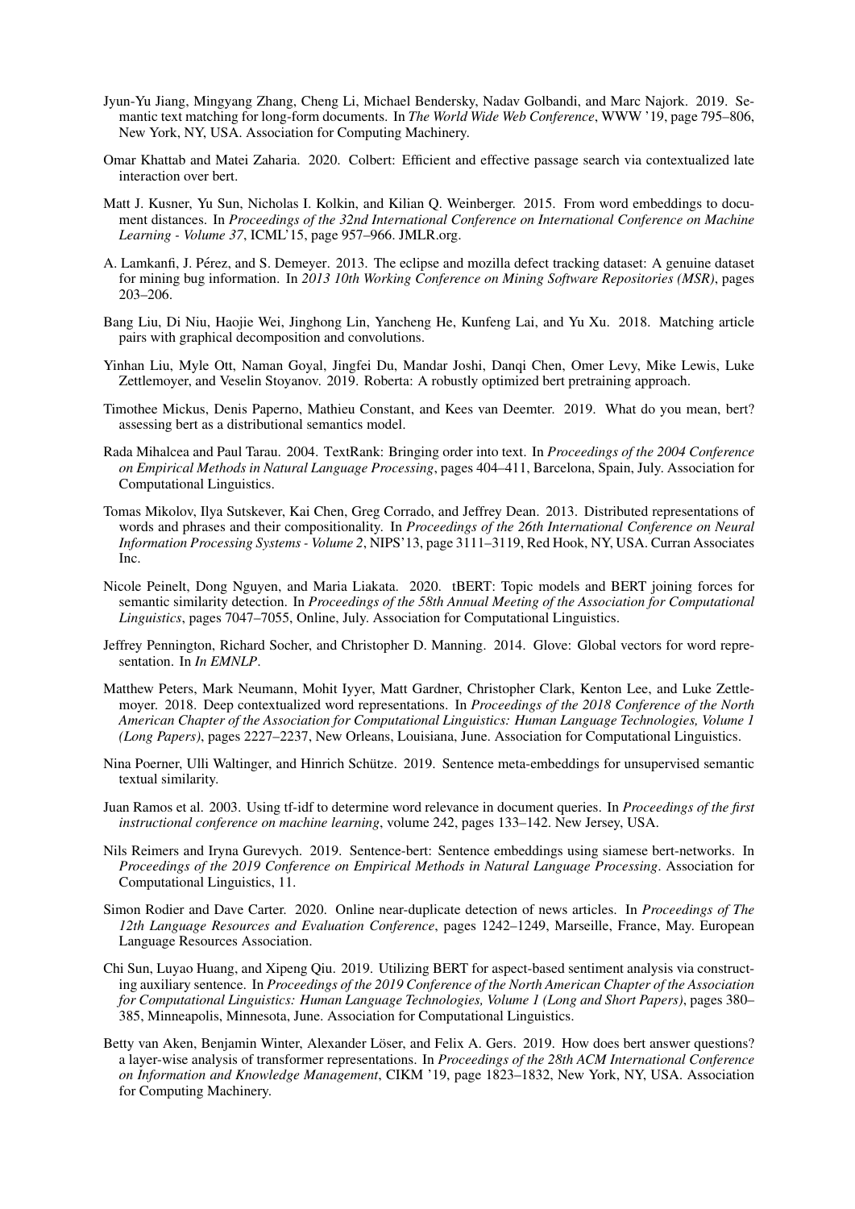Jyun-Yu Jiang, Mingyang Zhang, Cheng Li, Michael Bendersky, Nadav Golbandi, and Marc Najork. 2019. Semantic text matching for long-form documents. In *The World Wide Web Conference*, WWW '19, page 795–806, New York, NY, USA. Association for Computing Machinery.

Omar Khattab and Matei Zaharia. 2020. Colbert: Efficient and effective passage search via contextualized late interaction over bert.

Matt J. Kusner, Yu Sun, Nicholas I. Kolkin, and Kilian Q. Weinberger. 2015. From word embeddings to document distances. In *Proceedings of the 32nd International Conference on International Conference on Machine Learning - Volume 37*, ICML'15, page 957–966. JMLR.org.

A. Lamkanfi, J. Pérez, and S. Demeyer. 2013. The eclipse and mozilla defect tracking dataset: A genuine dataset for mining bug information. In *2013 10th Working Conference on Mining Software Repositories (MSR)*, pages 203–206.

Bang Liu, Di Niu, Haojie Wei, Jinghong Lin, Yancheng He, Kunfeng Lai, and Yu Xu. 2018. Matching article pairs with graphical decomposition and convolutions.

Yinhan Liu, Myle Ott, Naman Goyal, Jingfei Du, Mandar Joshi, Danqi Chen, Omer Levy, Mike Lewis, Luke Zettlemoyer, and Veselin Stoyanov. 2019. Roberta: A robustly optimized bert pretraining approach.

Timothee Mickus, Denis Paperno, Mathieu Constant, and Kees van Deemter. 2019. What do you mean, bert? assessing bert as a distributional semantics model.

Rada Mihalcea and Paul Tarau. 2004. TextRank: Bringing order into text. In *Proceedings of the 2004 Conference on Empirical Methods in Natural Language Processing*, pages 404–411, Barcelona, Spain, July. Association for Computational Linguistics.

Tomas Mikolov, Ilya Sutskever, Kai Chen, Greg Corrado, and Jeffrey Dean. 2013. Distributed representations of words and phrases and their compositionality. In *Proceedings of the 26th International Conference on Neural Information Processing Systems - Volume 2*, NIPS'13, page 3111–3119, Red Hook, NY, USA. Curran Associates Inc.

Nicole Peinelt, Dong Nguyen, and Maria Liakata. 2020. tBERT: Topic models and BERT joining forces for semantic similarity detection. In *Proceedings of the 58th Annual Meeting of the Association for Computational Linguistics*, pages 7047–7055, Online, July. Association for Computational Linguistics.

Jeffrey Pennington, Richard Socher, and Christopher D. Manning. 2014. Glove: Global vectors for word representation. In *In EMNLP*.

Matthew Peters, Mark Neumann, Mohit Iyyer, Matt Gardner, Christopher Clark, Kenton Lee, and Luke Zettlemoyer. 2018. Deep contextualized word representations. In *Proceedings of the 2018 Conference of the North American Chapter of the Association for Computational Linguistics: Human Language Technologies, Volume 1 (Long Papers)*, pages 2227–2237, New Orleans, Louisiana, June. Association for Computational Linguistics.

Nina Poerner, Ulli Waltinger, and Hinrich Schütze. 2019. Sentence meta-embeddings for unsupervised semantic textual similarity.

Juan Ramos et al. 2003. Using tf-idf to determine word relevance in document queries. In *Proceedings of the first instructional conference on machine learning*, volume 242, pages 133–142. New Jersey, USA.

Nils Reimers and Iryna Gurevych. 2019. Sentence-bert: Sentence embeddings using siamese bert-networks. In *Proceedings of the 2019 Conference on Empirical Methods in Natural Language Processing*. Association for Computational Linguistics, 11.

Simon Rodier and Dave Carter. 2020. Online near-duplicate detection of news articles. In *Proceedings of The 12th Language Resources and Evaluation Conference*, pages 1242–1249, Marseille, France, May. European Language Resources Association.

Chi Sun, Luyao Huang, and Xipeng Qiu. 2019. Utilizing BERT for aspect-based sentiment analysis via constructing auxiliary sentence. In *Proceedings of the 2019 Conference of the North American Chapter of the Association for Computational Linguistics: Human Language Technologies, Volume 1 (Long and Short Papers)*, pages 380–385, Minneapolis, Minnesota, June. Association for Computational Linguistics.

Betty van Aken, Benjamin Winter, Alexander Löser, and Felix A. Gers. 2019. How does bert answer questions? a layer-wise analysis of transformer representations. In *Proceedings of the 28th ACM International Conference on Information and Knowledge Management*, CIKM '19, page 1823–1832, New York, NY, USA. Association for Computing Machinery.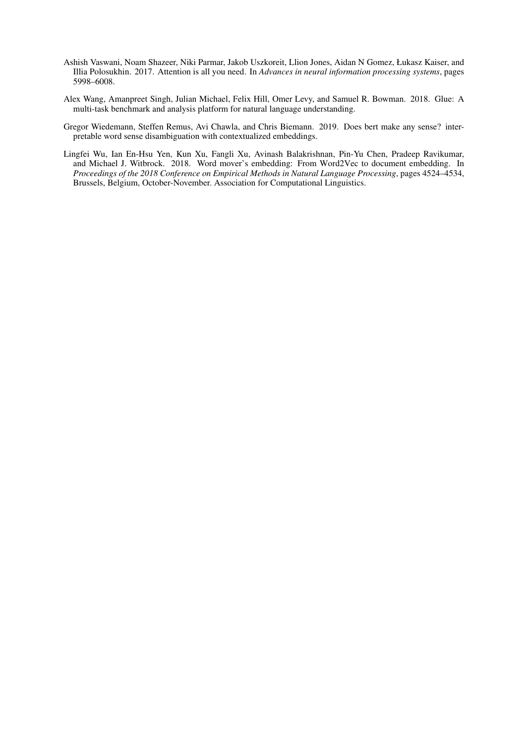Ashish Vaswani, Noam Shazeer, Niki Parmar, Jakob Uszkoreit, Llion Jones, Aidan N Gomez, Łukasz Kaiser, and Illia Polosukhin. 2017. Attention is all you need. In *Advances in neural information processing systems*, pages 5998–6008.

Alex Wang, Amanpreet Singh, Julian Michael, Felix Hill, Omer Levy, and Samuel R. Bowman. 2018. Glue: A multi-task benchmark and analysis platform for natural language understanding.

Gregor Wiedemann, Steffen Remus, Avi Chawla, and Chris Biemann. 2019. Does bert make any sense? interpretable word sense disambiguation with contextualized embeddings.

Lingfei Wu, Ian En-Hsu Yen, Kun Xu, Fangli Xu, Avinash Balakrishnan, Pin-Yu Chen, Pradeep Ravikumar, and Michael J. Witbrock. 2018. Word mover's embedding: From Word2Vec to document embedding. In *Proceedings of the 2018 Conference on Empirical Methods in Natural Language Processing*, pages 4524–4534, Brussels, Belgium, October-November. Association for Computational Linguistics.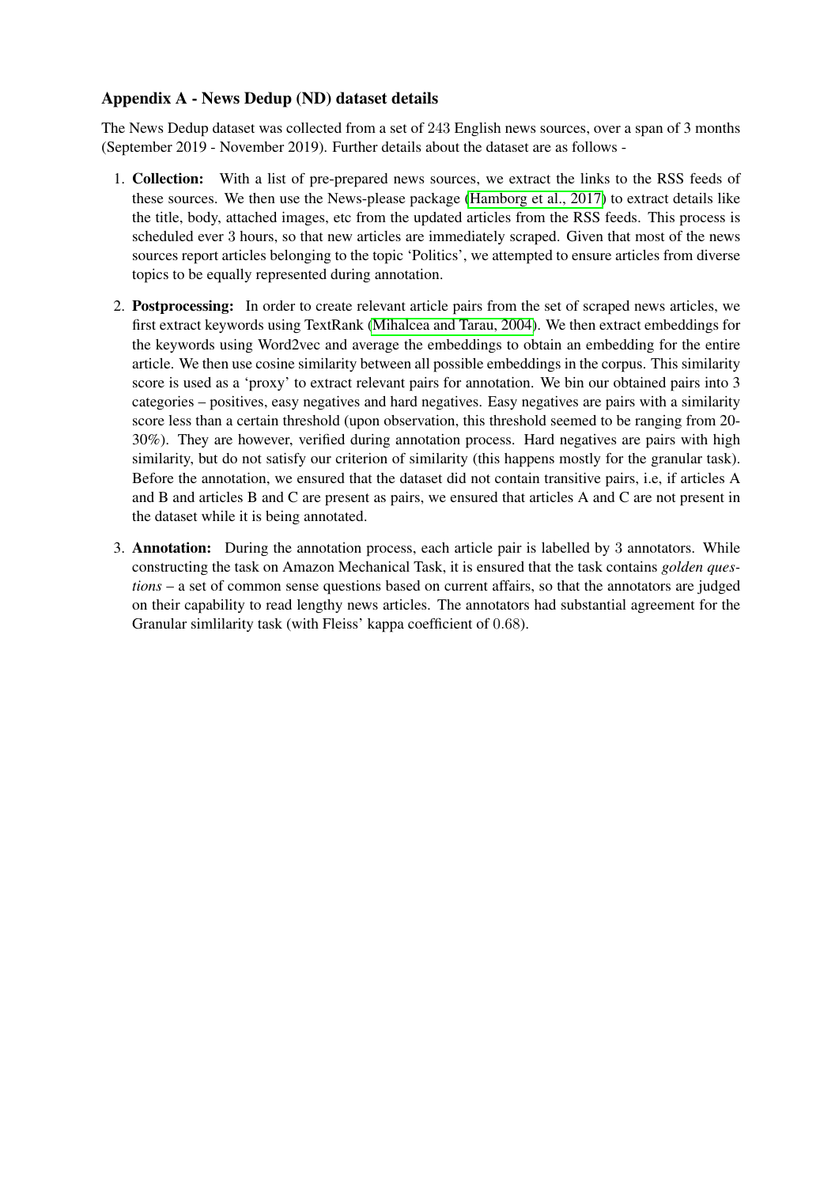## Appendix A - News Dedup (ND) dataset details

The News Dedup dataset was collected from a set of 243 English news sources, over a span of 3 months (September 2019 - November 2019). Further details about the dataset are as follows -

1. **Collection:** With a list of pre-prepared news sources, we extract the links to the RSS feeds of these sources. We then use the News-please package (Hamborg et al., 2017) to extract details like the title, body, attached images, etc from the updated articles from the RSS feeds. This process is scheduled ever 3 hours, so that new articles are immediately scraped. Given that most of the news sources report articles belonging to the topic 'Politics', we attempted to ensure articles from diverse topics to be equally represented during annotation.

2. **Postprocessing:** In order to create relevant article pairs from the set of scraped news articles, we first extract keywords using TextRank (Mihalcea and Tarau, 2004). We then extract embeddings for the keywords using Word2vec and average the embeddings to obtain an embedding for the entire article. We then use cosine similarity between all possible embeddings in the corpus. This similarity score is used as a 'proxy' to extract relevant pairs for annotation. We bin our obtained pairs into 3 categories – positives, easy negatives and hard negatives. Easy negatives are pairs with a similarity score less than a certain threshold (upon observation, this threshold seemed to be ranging from 20-30%). They are however, verified during annotation process. Hard negatives are pairs with high similarity, but do not satisfy our criterion of similarity (this happens mostly for the granular task). Before the annotation, we ensured that the dataset did not contain transitive pairs, i.e, if articles A and B and articles B and C are present as pairs, we ensured that articles A and C are not present in the dataset while it is being annotated.

3. **Annotation:** During the annotation process, each article pair is labelled by 3 annotators. While constructing the task on Amazon Mechanical Task, it is ensured that the task contains *golden questions* – a set of common sense questions based on current affairs, so that the annotators are judged on their capability to read lengthy news articles. The annotators had substantial agreement for the Granular simlilarity task (with Fleiss' kappa coefficient of 0.68).